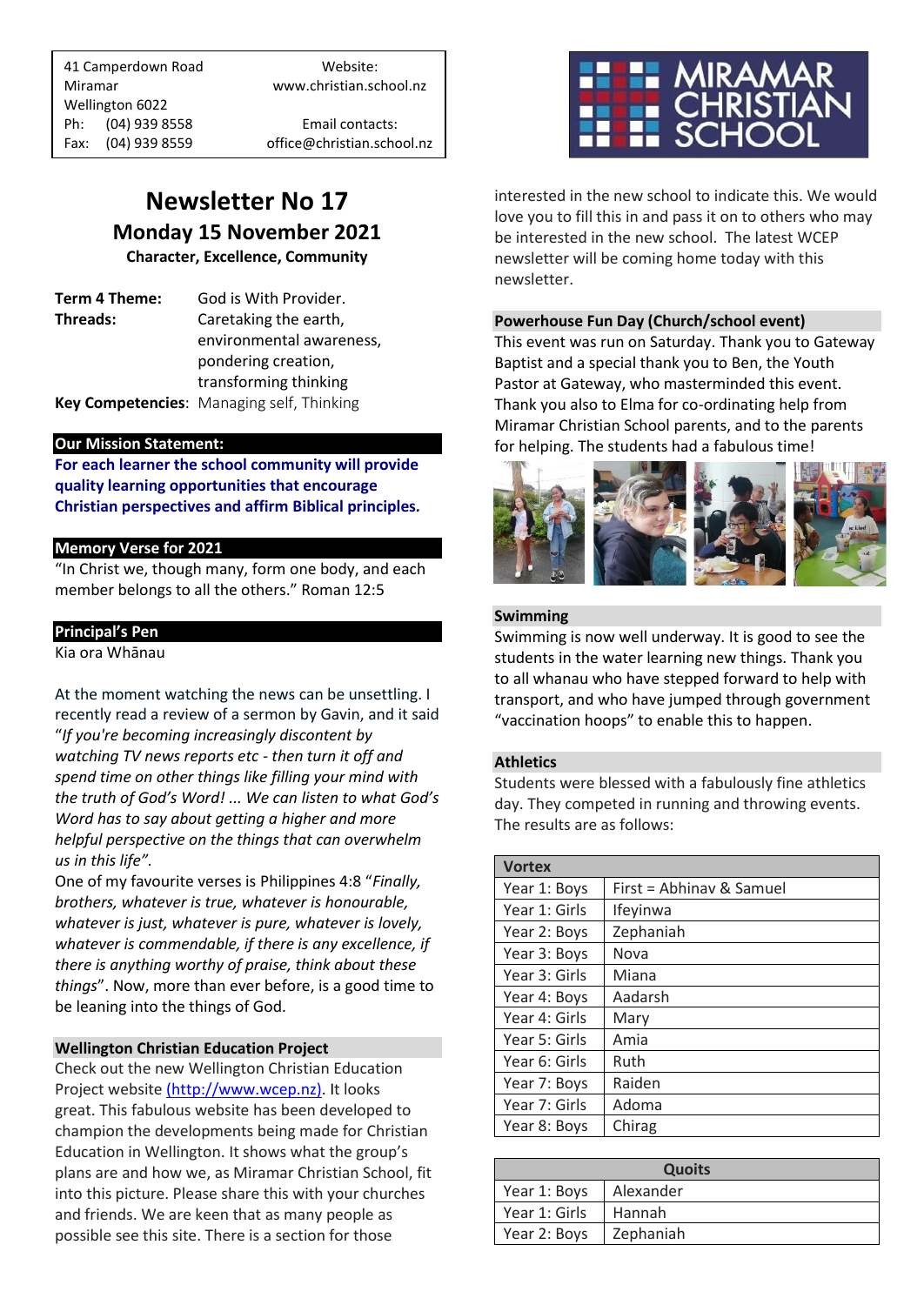41 Camperdown Road
Miramar
Wellington 6022
Ph: (04) 939 8558
Fax: (04) 939 8559

Website:
www.christian.school.nz

Email contacts:
office@christian.school.nz

MIRAMAR CHRISTIAN SCHOOL

# Newsletter No 17

## Monday 15 November 2021

**Character, Excellence, Community**

**Term 4 Theme:** God is With Provider.
**Threads:** Caretaking the earth, environmental awareness, pondering creation, transforming thinking
**Key Competencies:** Managing self, Thinking

### Our Mission Statement:

**For each learner the school community will provide quality learning opportunities that encourage Christian perspectives and affirm Biblical principles.**

### Memory Verse for 2021

"In Christ we, though many, form one body, and each member belongs to all the others." Roman 12:5

### Principal's Pen

Kia ora Whānau

At the moment watching the news can be unsettling. I recently read a review of a sermon by Gavin, and it said "*If you're becoming increasingly discontent by watching TV news reports etc - then turn it off and spend time on other things like filling your mind with the truth of God's Word! ... We can listen to what God's Word has to say about getting a higher and more helpful perspective on the things that can overwhelm us in this life"*.

One of my favourite verses is Philippines 4:8 "*Finally, brothers, whatever is true, whatever is honourable, whatever is just, whatever is pure, whatever is lovely, whatever is commendable, if there is any excellence, if there is anything worthy of praise, think about these things*". Now, more than ever before, is a good time to be leaning into the things of God.

### Wellington Christian Education Project

Check out the new Wellington Christian Education Project website (http://www.wcep.nz). It looks great. This fabulous website has been developed to champion the developments being made for Christian Education in Wellington. It shows what the group's plans are and how we, as Miramar Christian School, fit into this picture. Please share this with your churches and friends. We are keen that as many people as possible see this site. There is a section for those interested in the new school to indicate this. We would love you to fill this in and pass it on to others who may be interested in the new school. The latest WCEP newsletter will be coming home today with this newsletter.

### Powerhouse Fun Day (Church/school event)

This event was run on Saturday. Thank you to Gateway Baptist and a special thank you to Ben, the Youth Pastor at Gateway, who masterminded this event. Thank you also to Elma for co-ordinating help from Miramar Christian School parents, and to the parents for helping. The students had a fabulous time!

### Swimming

Swimming is now well underway. It is good to see the students in the water learning new things. Thank you to all whanau who have stepped forward to help with transport, and who have jumped through government "vaccination hoops" to enable this to happen.

### Athletics

Students were blessed with a fabulously fine athletics day. They competed in running and throwing events. The results are as follows:

| Vortex | |
|---|---|
| Year 1: Boys | First = Abhinav & Samuel |
| Year 1: Girls | Ifeyinwa |
| Year 2: Boys | Zephaniah |
| Year 3: Boys | Nova |
| Year 3: Girls | Miana |
| Year 4: Boys | Aadarsh |
| Year 4: Girls | Mary |
| Year 5: Girls | Amia |
| Year 6: Girls | Ruth |
| Year 7: Boys | Raiden |
| Year 7: Girls | Adoma |
| Year 8: Boys | Chirag |

| Quoits | |
|---|---|
| Year 1: Boys | Alexander |
| Year 1: Girls | Hannah |
| Year 2: Boys | Zephaniah |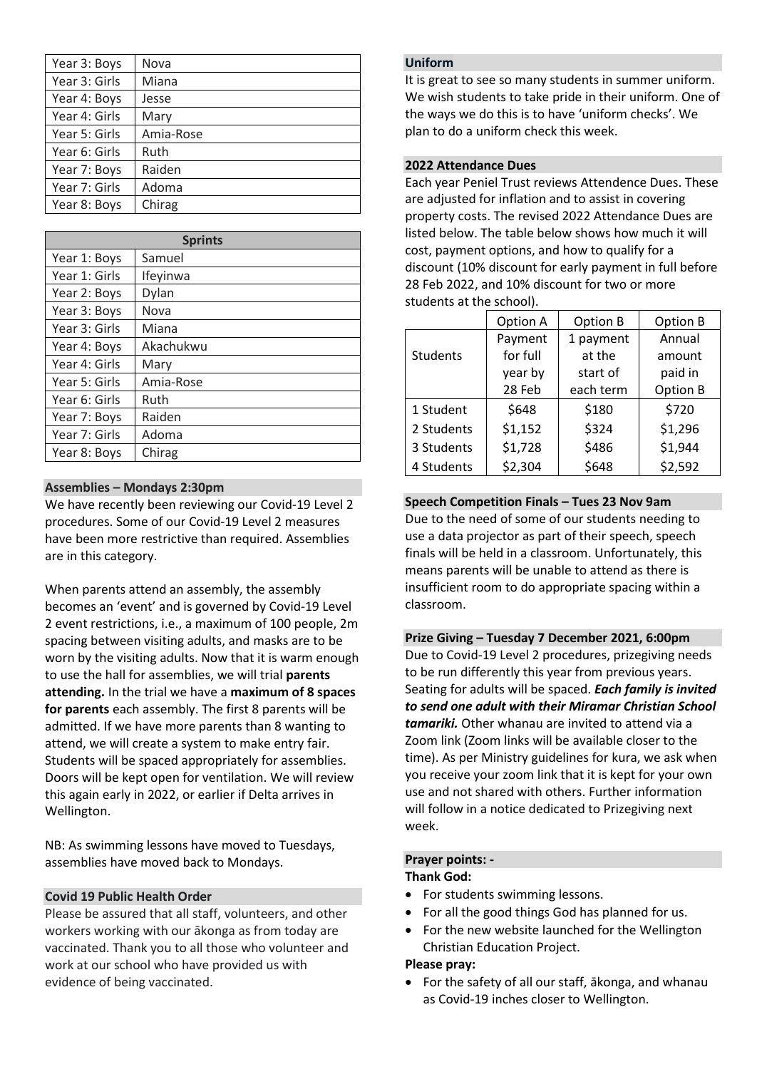| Year 3: Boys | Nova |
|---|---|
| Year 3: Girls | Miana |
| Year 4: Boys | Jesse |
| Year 4: Girls | Mary |
| Year 5: Girls | Amia-Rose |
| Year 6: Girls | Ruth |
| Year 7: Boys | Raiden |
| Year 7: Girls | Adoma |
| Year 8: Boys | Chirag |

| Sprints | |
|---|---|
| Year 1: Boys | Samuel |
| Year 1: Girls | Ifeyinwa |
| Year 2: Boys | Dylan |
| Year 3: Boys | Nova |
| Year 3: Girls | Miana |
| Year 4: Boys | Akachukwu |
| Year 4: Girls | Mary |
| Year 5: Girls | Amia-Rose |
| Year 6: Girls | Ruth |
| Year 7: Boys | Raiden |
| Year 7: Girls | Adoma |
| Year 8: Boys | Chirag |

### Assemblies – Mondays 2:30pm

We have recently been reviewing our Covid-19 Level 2 procedures. Some of our Covid-19 Level 2 measures have been more restrictive than required. Assemblies are in this category.

When parents attend an assembly, the assembly becomes an 'event' and is governed by Covid-19 Level 2 event restrictions, i.e., a maximum of 100 people, 2m spacing between visiting adults, and masks are to be worn by the visiting adults. Now that it is warm enough to use the hall for assemblies, we will trial **parents attending.** In the trial we have a **maximum of 8 spaces for parents** each assembly. The first 8 parents will be admitted. If we have more parents than 8 wanting to attend, we will create a system to make entry fair. Students will be spaced appropriately for assemblies. Doors will be kept open for ventilation. We will review this again early in 2022, or earlier if Delta arrives in Wellington.

NB: As swimming lessons have moved to Tuesdays, assemblies have moved back to Mondays.

### Covid 19 Public Health Order

Please be assured that all staff, volunteers, and other workers working with our ākonga as from today are vaccinated. Thank you to all those who volunteer and work at our school who have provided us with evidence of being vaccinated.

### Uniform

It is great to see so many students in summer uniform. We wish students to take pride in their uniform. One of the ways we do this is to have 'uniform checks'. We plan to do a uniform check this week.

### 2022 Attendance Dues

Each year Peniel Trust reviews Attendence Dues. These are adjusted for inflation and to assist in covering property costs. The revised 2022 Attendance Dues are listed below. The table below shows how much it will cost, payment options, and how to qualify for a discount (10% discount for early payment in full before 28 Feb 2022, and 10% discount for two or more students at the school).

| Students | Option A<br>Payment for full year by 28 Feb | Option B<br>1 payment at the start of each term | Option B<br>Annual amount paid in Option B |
|---|---|---|---|
| 1 Student | $648 | $180 | $720 |
| 2 Students | $1,152 | $324 | $1,296 |
| 3 Students | $1,728 | $486 | $1,944 |
| 4 Students | $2,304 | $648 | $2,592 |

### Speech Competition Finals – Tues 23 Nov 9am

Due to the need of some of our students needing to use a data projector as part of their speech, speech finals will be held in a classroom. Unfortunately, this means parents will be unable to attend as there is insufficient room to do appropriate spacing within a classroom.

### Prize Giving – Tuesday 7 December 2021, 6:00pm

Due to Covid-19 Level 2 procedures, prizegiving needs to be run differently this year from previous years. Seating for adults will be spaced. ***Each family is invited to send one adult with their Miramar Christian School tamariki.*** Other whanau are invited to attend via a Zoom link (Zoom links will be available closer to the time). As per Ministry guidelines for kura, we ask when you receive your zoom link that it is kept for your own use and not shared with others. Further information will follow in a notice dedicated to Prizegiving next week.

### Prayer points: -

**Thank God:**

- For students swimming lessons.
- For all the good things God has planned for us.
- For the new website launched for the Wellington Christian Education Project.

**Please pray:**

- For the safety of all our staff, ākonga, and whanau as Covid-19 inches closer to Wellington.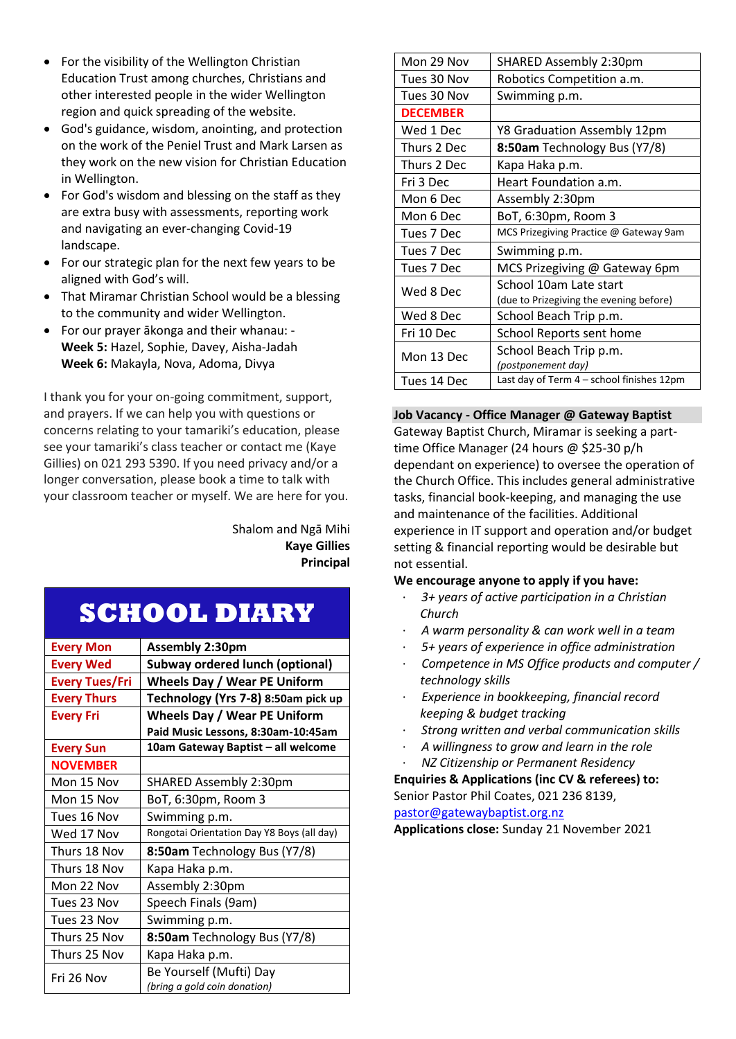- For the visibility of the Wellington Christian Education Trust among churches, Christians and other interested people in the wider Wellington region and quick spreading of the website.
- God's guidance, wisdom, anointing, and protection on the work of the Peniel Trust and Mark Larsen as they work on the new vision for Christian Education in Wellington.
- For God's wisdom and blessing on the staff as they are extra busy with assessments, reporting work and navigating an ever-changing Covid-19 landscape.
- For our strategic plan for the next few years to be aligned with God's will.
- That Miramar Christian School would be a blessing to the community and wider Wellington.
- For our prayer ākonga and their whanau: -
  **Week 5:** Hazel, Sophie, Davey, Aisha-Jadah
  **Week 6:** Makayla, Nova, Adoma, Divya

I thank you for your on-going commitment, support, and prayers. If we can help you with questions or concerns relating to your tamariki's education, please see your tamariki's class teacher or contact me (Kaye Gillies) on 021 293 5390. If you need privacy and/or a longer conversation, please book a time to talk with your classroom teacher or myself. We are here for you.

Shalom and Ngā Mihi
**Kaye Gillies**
**Principal**

# SCHOOL DIARY

| | |
|---|---|
| **Every Mon** | **Assembly 2:30pm** |
| **Every Wed** | **Subway ordered lunch (optional)** |
| **Every Tues/Fri** | **Wheels Day / Wear PE Uniform** |
| **Every Thurs** | **Technology (Yrs 7-8) 8:50am pick up** |
| **Every Fri** | **Wheels Day / Wear PE Uniform** <br> **Paid Music Lessons, 8:30am-10:45am** |
| **Every Sun** | **10am Gateway Baptist – all welcome** |
| **NOVEMBER** | |
| Mon 15 Nov | SHARED Assembly 2:30pm |
| Mon 15 Nov | BoT, 6:30pm, Room 3 |
| Tues 16 Nov | Swimming p.m. |
| Wed 17 Nov | Rongotai Orientation Day Y8 Boys (all day) |
| Thurs 18 Nov | **8:50am** Technology Bus (Y7/8) |
| Thurs 18 Nov | Kapa Haka p.m. |
| Mon 22 Nov | Assembly 2:30pm |
| Tues 23 Nov | Speech Finals (9am) |
| Tues 23 Nov | Swimming p.m. |
| Thurs 25 Nov | **8:50am** Technology Bus (Y7/8) |
| Thurs 25 Nov | Kapa Haka p.m. |
| Fri 26 Nov | Be Yourself (Mufti) Day <br> *(bring a gold coin donation)* |
| Mon 29 Nov | SHARED Assembly 2:30pm |
| Tues 30 Nov | Robotics Competition a.m. |
| Tues 30 Nov | Swimming p.m. |
| **DECEMBER** | |
| Wed 1 Dec | Y8 Graduation Assembly 12pm |
| Thurs 2 Dec | **8:50am** Technology Bus (Y7/8) |
| Thurs 2 Dec | Kapa Haka p.m. |
| Fri 3 Dec | Heart Foundation a.m. |
| Mon 6 Dec | Assembly 2:30pm |
| Mon 6 Dec | BoT, 6:30pm, Room 3 |
| Tues 7 Dec | MCS Prizegiving Practice @ Gateway 9am |
| Tues 7 Dec | Swimming p.m. |
| Tues 7 Dec | MCS Prizegiving @ Gateway 6pm |
| Wed 8 Dec | School 10am Late start <br> (due to Prizegiving the evening before) |
| Wed 8 Dec | School Beach Trip p.m. |
| Fri 10 Dec | School Reports sent home |
| Mon 13 Dec | School Beach Trip p.m. <br> *(postponement day)* |
| Tues 14 Dec | Last day of Term 4 – school finishes 12pm |

## Job Vacancy - Office Manager @ Gateway Baptist

Gateway Baptist Church, Miramar is seeking a part-time Office Manager (24 hours @ $25-30 p/h dependant on experience) to oversee the operation of the Church Office. This includes general administrative tasks, financial book-keeping, and managing the use and maintenance of the facilities. Additional experience in IT support and operation and/or budget setting & financial reporting would be desirable but not essential.

**We encourage anyone to apply if you have:**

- *3+ years of active participation in a Christian Church*
- *A warm personality & can work well in a team*
- *5+ years of experience in office administration*
- *Competence in MS Office products and computer / technology skills*
- *Experience in bookkeeping, financial record keeping & budget tracking*
- *Strong written and verbal communication skills*
- *A willingness to grow and learn in the role*
- *NZ Citizenship or Permanent Residency*

**Enquiries & Applications (inc CV & referees) to:**
Senior Pastor Phil Coates, 021 236 8139,
pastor@gatewaybaptist.org.nz
**Applications close:** Sunday 21 November 2021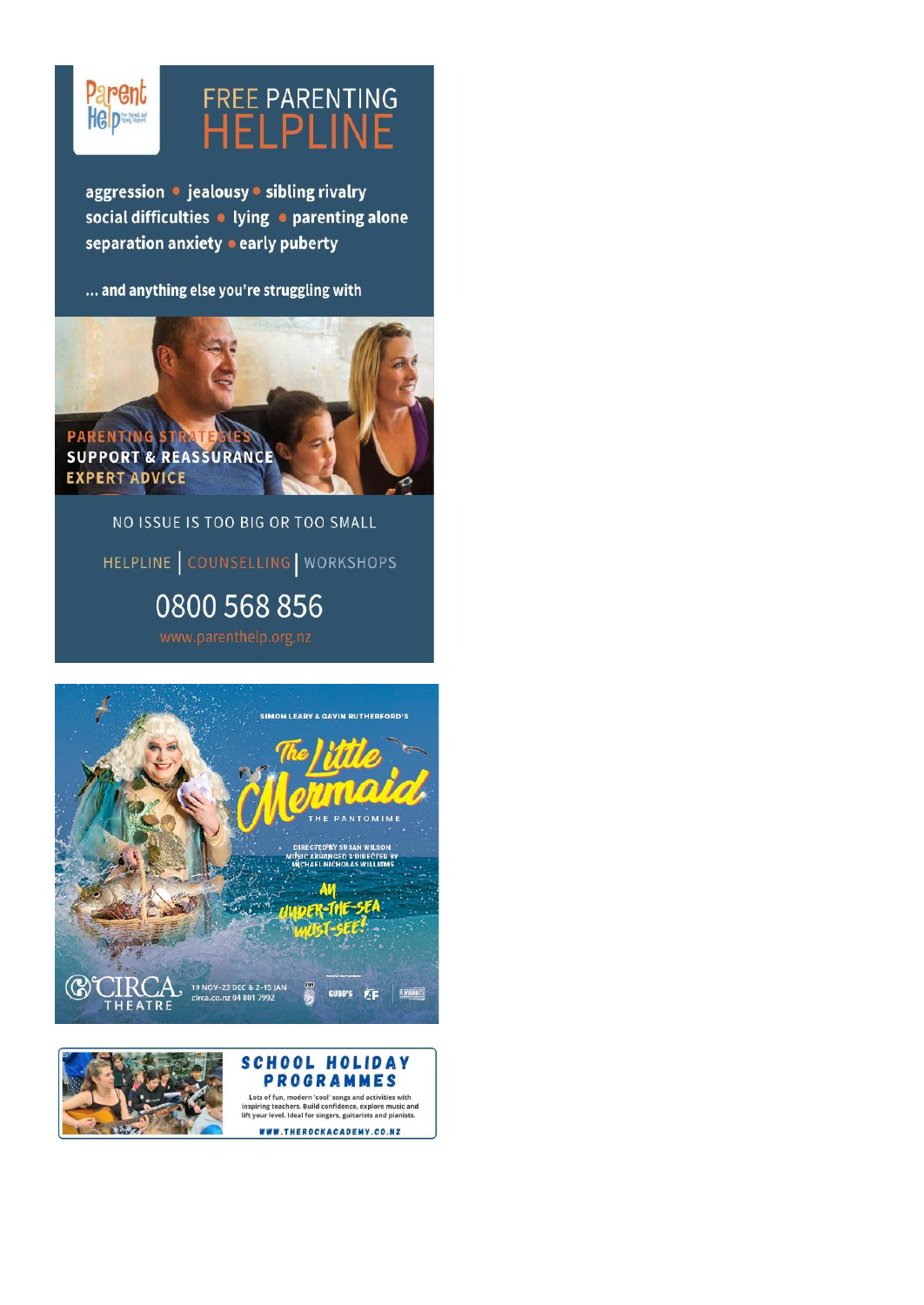# FREE PARENTING HELPLINE

Parent Help

aggression • jealousy • sibling rivalry
social difficulties • lying • parenting alone
separation anxiety • early puberty

... and anything else you're struggling with

PARENTING STRATEGIES
SUPPORT & REASSURANCE
EXPERT ADVICE

NO ISSUE IS TOO BIG OR TOO SMALL

HELPLINE | COUNSELLING | WORKSHOPS

## 0800 568 856

www.parenthelp.org.nz

---

SIMON LEARY & GAVIN RUTHERFORD'S

# The Little Mermaid

THE PANTOMIME

DIRECTED BY SUSAN WILSON
MUSIC ARRANGED & DIRECTED BY MICHAEL NICHOLAS WILLIAMS

An UNDER-THE-SEA MUST-SEE!

CIRCA THEATRE

19 NOV-23 DEC & 2-15 JAN
circa.co.nz 04 801 7992

---

# SCHOOL HOLIDAY PROGRAMMES

Lots of fun, modern 'cool' songs and activities with inspiring teachers. Build confidence, explore music and lift your level. Ideal for singers, guitarists and pianists.

WWW.THEROCKACADEMY.CO.NZ